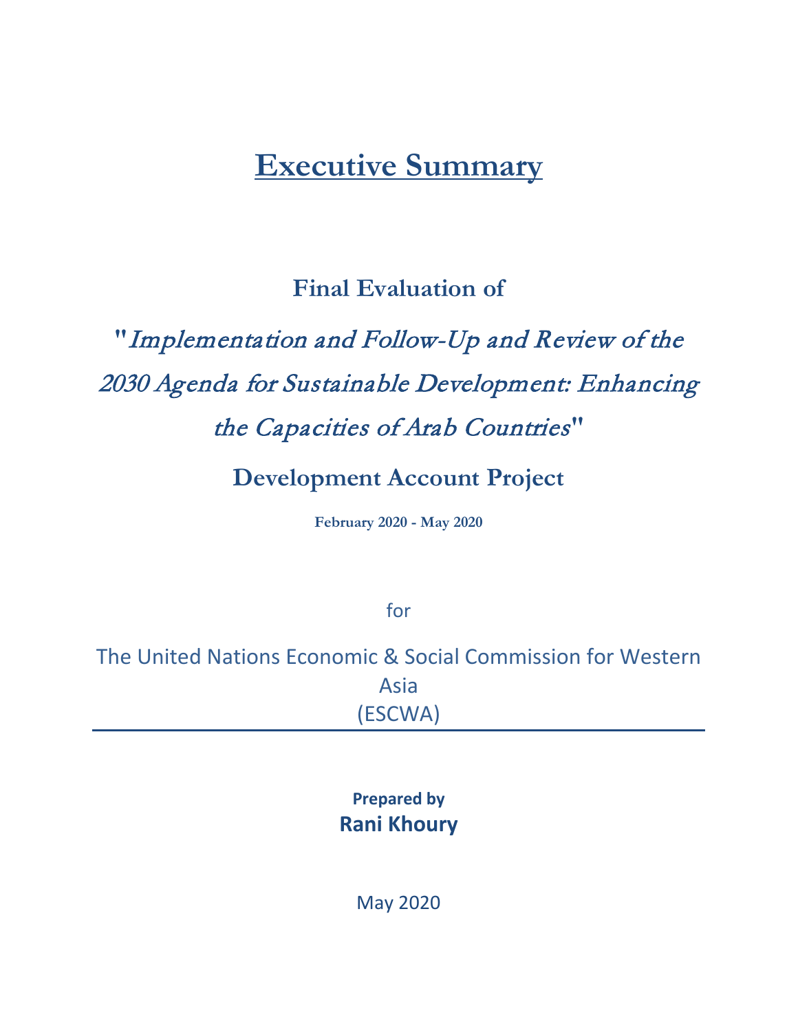# Executive Summary

## Final Evaluation of

## "*Implementation and Follow-Up and Review of the 2030 Agenda for Sustainable Development: Enhancing the Capacities of Arab Countries*"

## Development Account Project

**February 2020 - May 2020**

for

The United Nations Economic & Social Commission for Western Asia
(ESCWA)

---

**Prepared by**
**Rani Khoury**

May 2020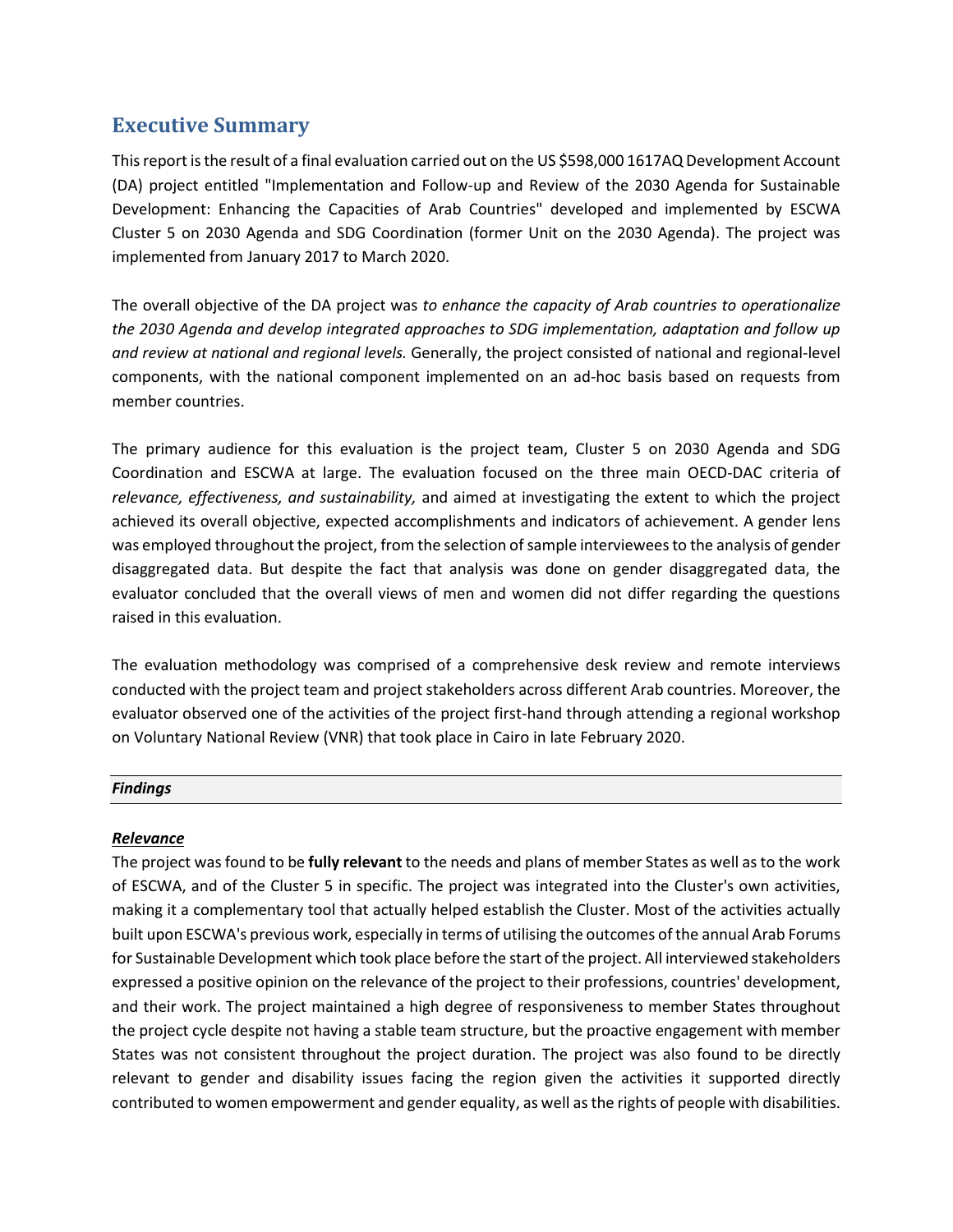## Executive Summary

This report is the result of a final evaluation carried out on the US $598,000 1617AQ Development Account (DA) project entitled "Implementation and Follow-up and Review of the 2030 Agenda for Sustainable Development: Enhancing the Capacities of Arab Countries" developed and implemented by ESCWA Cluster 5 on 2030 Agenda and SDG Coordination (former Unit on the 2030 Agenda). The project was implemented from January 2017 to March 2020.

The overall objective of the DA project was *to enhance the capacity of Arab countries to operationalize the 2030 Agenda and develop integrated approaches to SDG implementation, adaptation and follow up and review at national and regional levels.* Generally, the project consisted of national and regional-level components, with the national component implemented on an ad-hoc basis based on requests from member countries.

The primary audience for this evaluation is the project team, Cluster 5 on 2030 Agenda and SDG Coordination and ESCWA at large. The evaluation focused on the three main OECD-DAC criteria of *relevance, effectiveness, and sustainability,* and aimed at investigating the extent to which the project achieved its overall objective, expected accomplishments and indicators of achievement. A gender lens was employed throughout the project, from the selection of sample interviewees to the analysis of gender disaggregated data. But despite the fact that analysis was done on gender disaggregated data, the evaluator concluded that the overall views of men and women did not differ regarding the questions raised in this evaluation.

The evaluation methodology was comprised of a comprehensive desk review and remote interviews conducted with the project team and project stakeholders across different Arab countries. Moreover, the evaluator observed one of the activities of the project first-hand through attending a regional workshop on Voluntary National Review (VNR) that took place in Cairo in late February 2020.

### *Findings*

#### ***Relevance***

The project was found to be **fully relevant** to the needs and plans of member States as well as to the work of ESCWA, and of the Cluster 5 in specific. The project was integrated into the Cluster's own activities, making it a complementary tool that actually helped establish the Cluster. Most of the activities actually built upon ESCWA's previous work, especially in terms of utilising the outcomes of the annual Arab Forums for Sustainable Development which took place before the start of the project. All interviewed stakeholders expressed a positive opinion on the relevance of the project to their professions, countries' development, and their work. The project maintained a high degree of responsiveness to member States throughout the project cycle despite not having a stable team structure, but the proactive engagement with member States was not consistent throughout the project duration. The project was also found to be directly relevant to gender and disability issues facing the region given the activities it supported directly contributed to women empowerment and gender equality, as well as the rights of people with disabilities.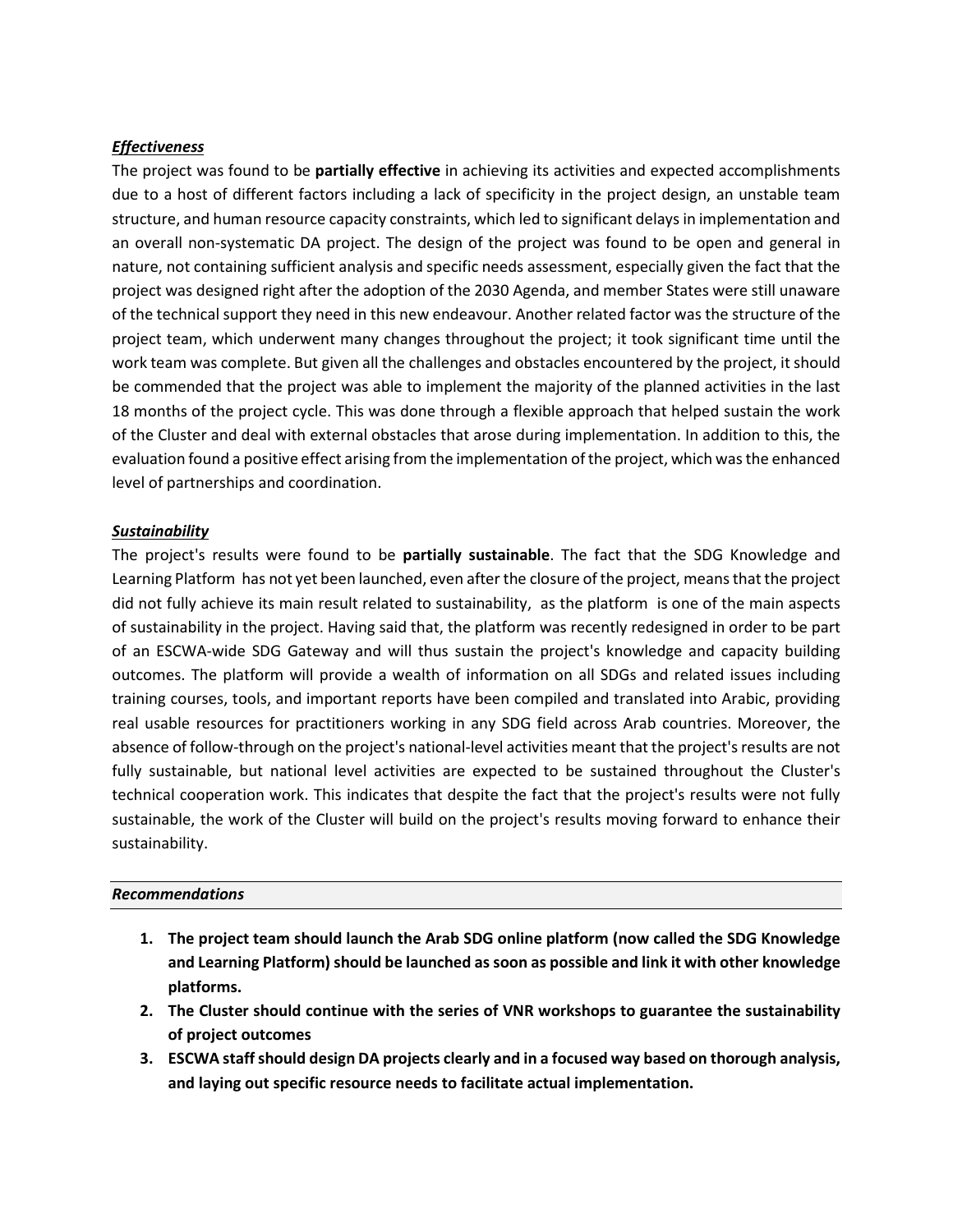***Effectiveness***

The project was found to be **partially effective** in achieving its activities and expected accomplishments due to a host of different factors including a lack of specificity in the project design, an unstable team structure, and human resource capacity constraints, which led to significant delays in implementation and an overall non-systematic DA project. The design of the project was found to be open and general in nature, not containing sufficient analysis and specific needs assessment, especially given the fact that the project was designed right after the adoption of the 2030 Agenda, and member States were still unaware of the technical support they need in this new endeavour. Another related factor was the structure of the project team, which underwent many changes throughout the project; it took significant time until the work team was complete. But given all the challenges and obstacles encountered by the project, it should be commended that the project was able to implement the majority of the planned activities in the last 18 months of the project cycle. This was done through a flexible approach that helped sustain the work of the Cluster and deal with external obstacles that arose during implementation. In addition to this, the evaluation found a positive effect arising from the implementation of the project, which was the enhanced level of partnerships and coordination.

***Sustainability***

The project's results were found to be **partially sustainable**. The fact that the SDG Knowledge and Learning Platform has not yet been launched, even after the closure of the project, means that the project did not fully achieve its main result related to sustainability, as the platform is one of the main aspects of sustainability in the project. Having said that, the platform was recently redesigned in order to be part of an ESCWA-wide SDG Gateway and will thus sustain the project's knowledge and capacity building outcomes. The platform will provide a wealth of information on all SDGs and related issues including training courses, tools, and important reports have been compiled and translated into Arabic, providing real usable resources for practitioners working in any SDG field across Arab countries. Moreover, the absence of follow-through on the project's national-level activities meant that the project's results are not fully sustainable, but national level activities are expected to be sustained throughout the Cluster's technical cooperation work. This indicates that despite the fact that the project's results were not fully sustainable, the work of the Cluster will build on the project's results moving forward to enhance their sustainability.

***Recommendations***

1. **The project team should launch the Arab SDG online platform (now called the SDG Knowledge and Learning Platform) should be launched as soon as possible and link it with other knowledge platforms.**
2. **The Cluster should continue with the series of VNR workshops to guarantee the sustainability of project outcomes**
3. **ESCWA staff should design DA projects clearly and in a focused way based on thorough analysis, and laying out specific resource needs to facilitate actual implementation.**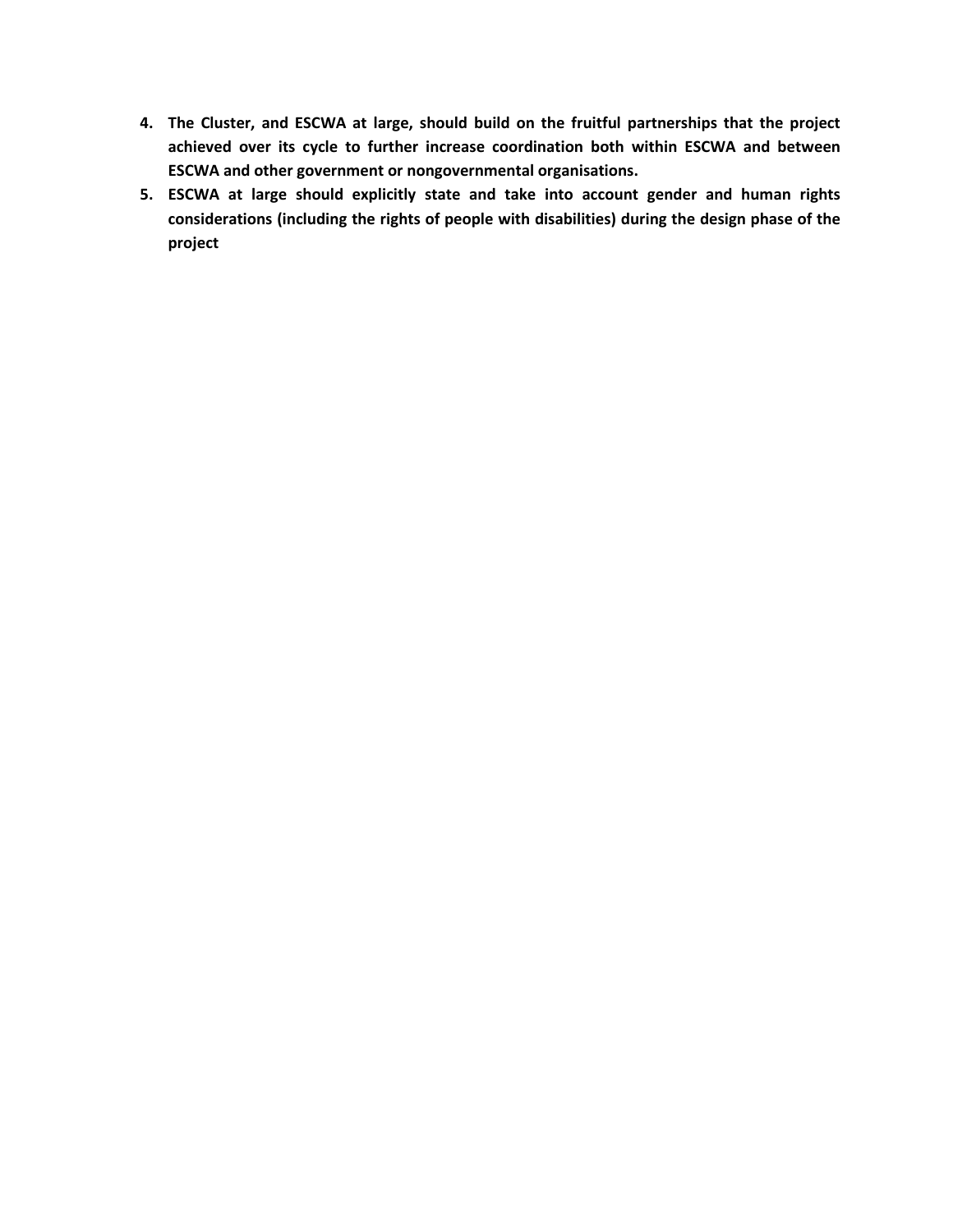4. **The Cluster, and ESCWA at large, should build on the fruitful partnerships that the project achieved over its cycle to further increase coordination both within ESCWA and between ESCWA and other government or nongovernmental organisations.**
5. **ESCWA at large should explicitly state and take into account gender and human rights considerations (including the rights of people with disabilities) during the design phase of the project**